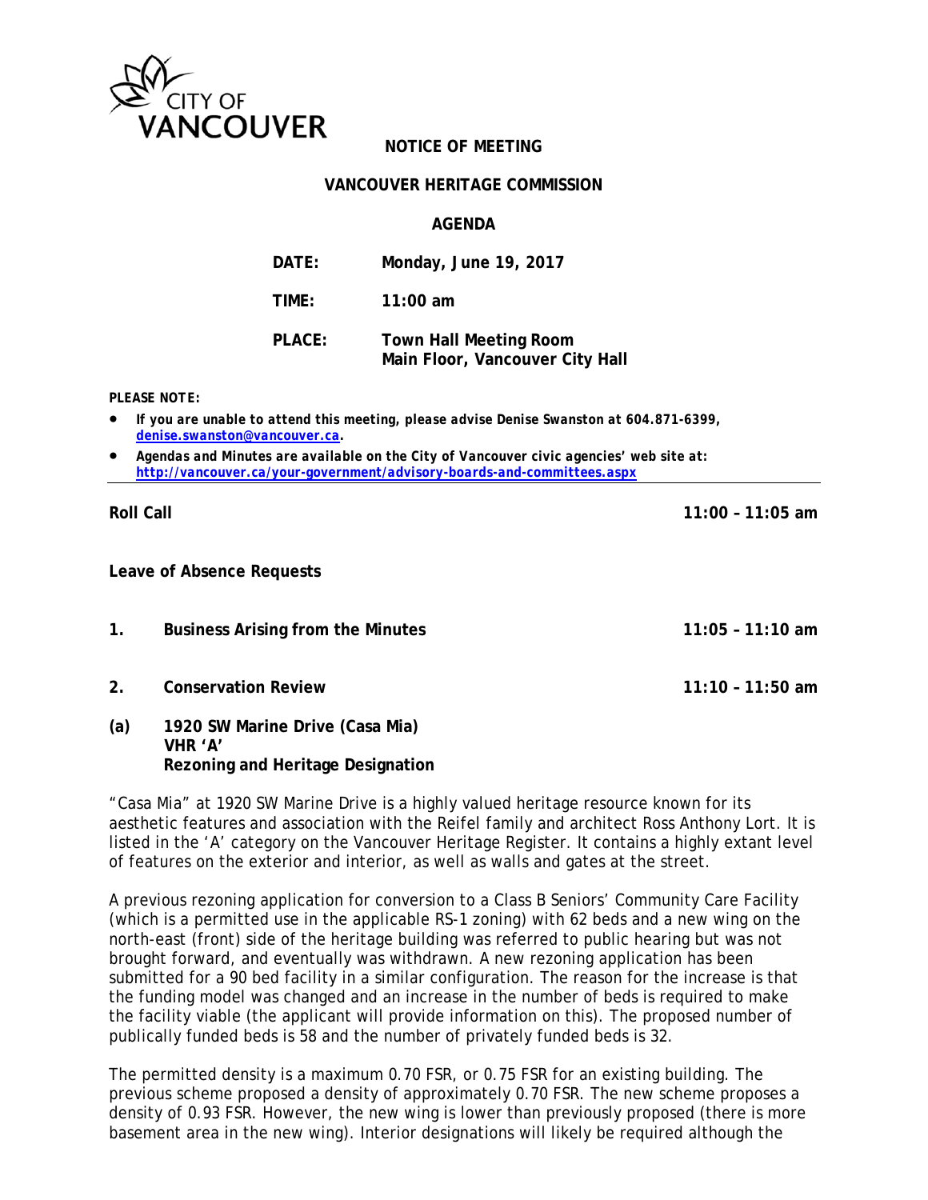CITY OF VANCOUVER

**NOTICE OF MEETING**

**VANCOUVER HERITAGE COMMISSION**

**AGENDA**

**DATE:** Monday, June 19, 2017

**TIME:** 11:00 am

**PLACE:** Town Hall Meeting Room
Main Floor, Vancouver City Hall

***PLEASE NOTE:***

- *If you are unable to attend this meeting, please advise Denise Swanston at 604.871-6399, denise.swanston@vancouver.ca.*
- *Agendas and Minutes are available on the City of Vancouver civic agencies' web site at: http://vancouver.ca/your-government/advisory-boards-and-committees.aspx*

---

**Roll Call** 11:00 – 11:05 am

**Leave of Absence Requests**

**1. Business Arising from the Minutes** 11:05 – 11:10 am

**2. Conservation Review** 11:10 – 11:50 am

**(a) 1920 SW Marine Drive (Casa Mia)**
**VHR 'A'**
**Rezoning and Heritage Designation**

"Casa Mia" at 1920 SW Marine Drive is a highly valued heritage resource known for its aesthetic features and association with the Reifel family and architect Ross Anthony Lort. It is listed in the 'A' category on the Vancouver Heritage Register. It contains a highly extant level of features on the exterior and interior, as well as walls and gates at the street.

A previous rezoning application for conversion to a Class B Seniors' Community Care Facility (which is a permitted use in the applicable RS-1 zoning) with 62 beds and a new wing on the north-east (front) side of the heritage building was referred to public hearing but was not brought forward, and eventually was withdrawn. A new rezoning application has been submitted for a 90 bed facility in a similar configuration. The reason for the increase is that the funding model was changed and an increase in the number of beds is required to make the facility viable (the applicant will provide information on this). The proposed number of publically funded beds is 58 and the number of privately funded beds is 32.

The permitted density is a maximum 0.70 FSR, or 0.75 FSR for an existing building. The previous scheme proposed a density of approximately 0.70 FSR. The new scheme proposes a density of 0.93 FSR. However, the new wing is lower than previously proposed (there is more basement area in the new wing). Interior designations will likely be required although the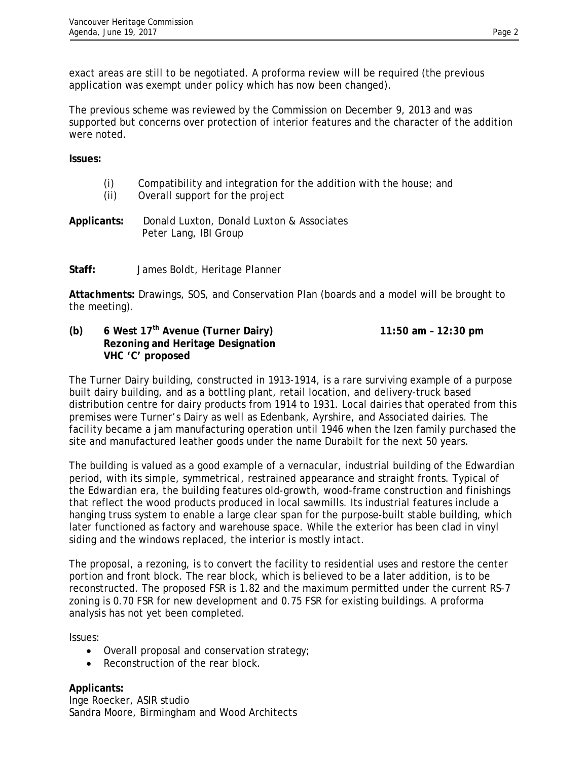exact areas are still to be negotiated. A proforma review will be required (the previous application was exempt under policy which has now been changed).

The previous scheme was reviewed by the Commission on December 9, 2013 and was supported but concerns over protection of interior features and the character of the addition were noted.

**Issues:**

- (i) Compatibility and integration for the addition with the house; and
- (ii) Overall support for the project

**Applicants:** Donald Luxton, Donald Luxton & Associates
Peter Lang, IBI Group

**Staff:** James Boldt, Heritage Planner

**Attachments:** Drawings, SOS, and Conservation Plan (boards and a model will be brought to the meeting).

**(b) 6 West 17th Avenue (Turner Dairy) 11:50 am – 12:30 pm**
**Rezoning and Heritage Designation**
**VHC 'C' proposed**

The Turner Dairy building, constructed in 1913-1914, is a rare surviving example of a purpose built dairy building, and as a bottling plant, retail location, and delivery-truck based distribution centre for dairy products from 1914 to 1931. Local dairies that operated from this premises were Turner's Dairy as well as Edenbank, Ayrshire, and Associated dairies. The facility became a jam manufacturing operation until 1946 when the Izen family purchased the site and manufactured leather goods under the name Durabilt for the next 50 years.

The building is valued as a good example of a vernacular, industrial building of the Edwardian period, with its simple, symmetrical, restrained appearance and straight fronts. Typical of the Edwardian era, the building features old-growth, wood-frame construction and finishings that reflect the wood products produced in local sawmills. Its industrial features include a hanging truss system to enable a large clear span for the purpose-built stable building, which later functioned as factory and warehouse space. While the exterior has been clad in vinyl siding and the windows replaced, the interior is mostly intact.

The proposal, a rezoning, is to convert the facility to residential uses and restore the center portion and front block. The rear block, which is believed to be a later addition, is to be reconstructed. The proposed FSR is 1.82 and the maximum permitted under the current RS-7 zoning is 0.70 FSR for new development and 0.75 FSR for existing buildings. A proforma analysis has not yet been completed.

Issues:

- Overall proposal and conservation strategy;
- Reconstruction of the rear block.

**Applicants:**
Inge Roecker, ASIR studio
Sandra Moore, Birmingham and Wood Architects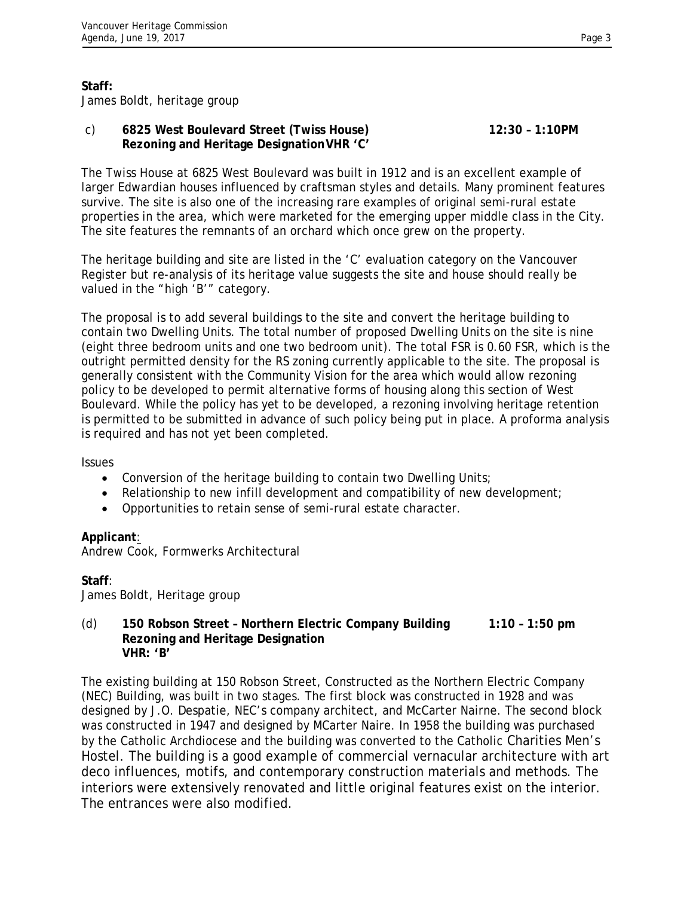**Staff:**
James Boldt, heritage group

c) **6825 West Boulevard Street (Twiss House) 12:30 – 1:10PM**
**Rezoning and Heritage DesignationVHR 'C'**

The Twiss House at 6825 West Boulevard was built in 1912 and is an excellent example of larger Edwardian houses influenced by craftsman styles and details. Many prominent features survive. The site is also one of the increasing rare examples of original semi-rural estate properties in the area, which were marketed for the emerging upper middle class in the City. The site features the remnants of an orchard which once grew on the property.

The heritage building and site are listed in the 'C' evaluation category on the Vancouver Register but re-analysis of its heritage value suggests the site and house should really be valued in the "high 'B'" category.

The proposal is to add several buildings to the site and convert the heritage building to contain two Dwelling Units. The total number of proposed Dwelling Units on the site is nine (eight three bedroom units and one two bedroom unit). The total FSR is 0.60 FSR, which is the outright permitted density for the RS zoning currently applicable to the site. The proposal is generally consistent with the Community Vision for the area which would allow rezoning policy to be developed to permit alternative forms of housing along this section of West Boulevard. While the policy has yet to be developed, a rezoning involving heritage retention is permitted to be submitted in advance of such policy being put in place. A proforma analysis is required and has not yet been completed.

Issues

- Conversion of the heritage building to contain two Dwelling Units;
- Relationship to new infill development and compatibility of new development;
- Opportunities to retain sense of semi-rural estate character.

**Applicant**:
Andrew Cook, Formwerks Architectural

**Staff**:
James Boldt, Heritage group

(d) **150 Robson Street – Northern Electric Company Building 1:10 – 1:50 pm**
**Rezoning and Heritage Designation**
**VHR: 'B'**

The existing building at 150 Robson Street, Constructed as the Northern Electric Company (NEC) Building, was built in two stages. The first block was constructed in 1928 and was designed by J.O. Despatie, NEC's company architect, and McCarter Nairne. The second block was constructed in 1947 and designed by MCarter Naire. In 1958 the building was purchased by the Catholic Archdiocese and the building was converted to the Catholic Charities Men's Hostel. The building is a good example of commercial vernacular architecture with art deco influences, motifs, and contemporary construction materials and methods. The interiors were extensively renovated and little original features exist on the interior. The entrances were also modified.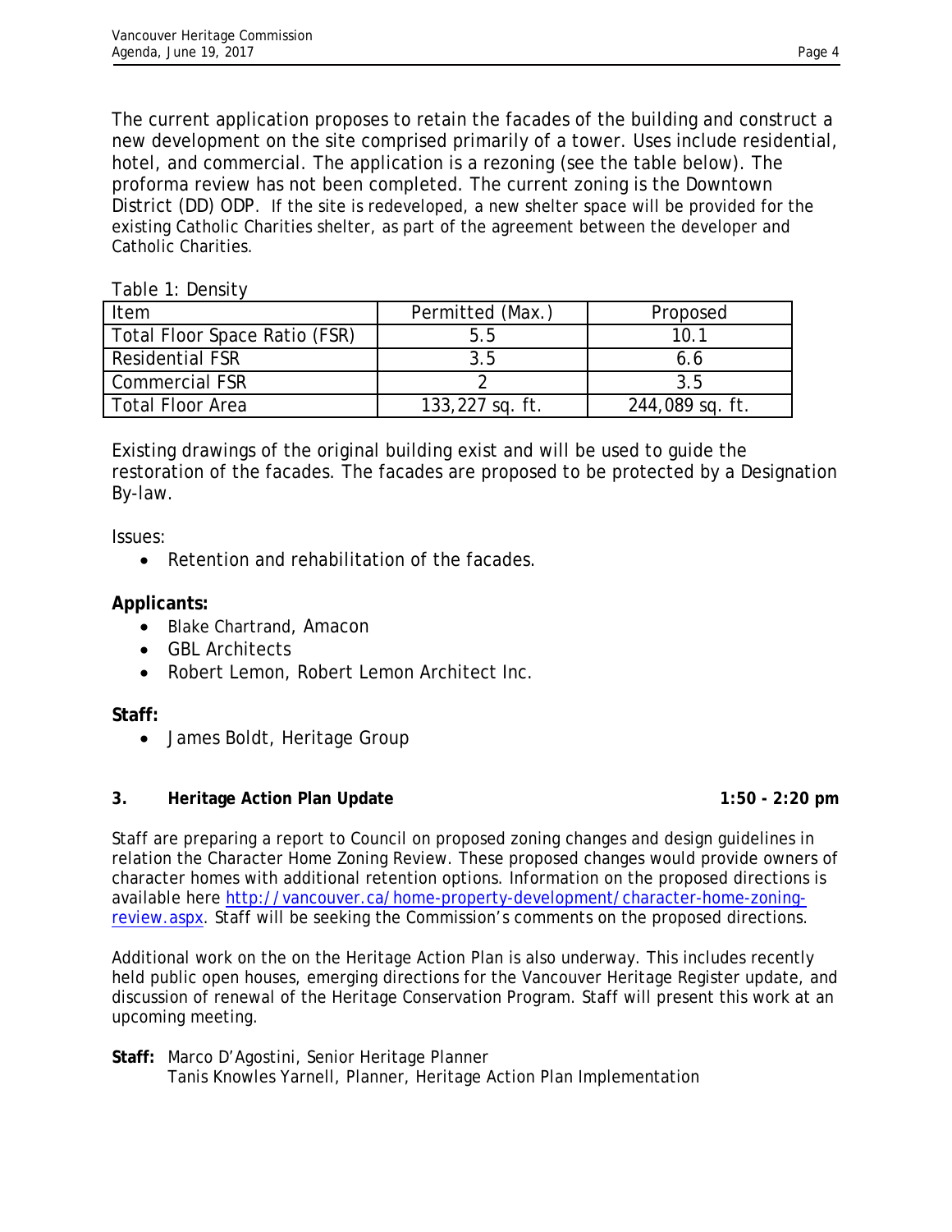The current application proposes to retain the facades of the building and construct a new development on the site comprised primarily of a tower. Uses include residential, hotel, and commercial. The application is a rezoning (see the table below). The proforma review has not been completed. The current zoning is the Downtown District (DD) ODP. If the site is redeveloped, a new shelter space will be provided for the existing Catholic Charities shelter, as part of the agreement between the developer and Catholic Charities.

Table 1: Density

| Item | Permitted (Max.) | Proposed |
|---|---|---|
| Total Floor Space Ratio (FSR) | 5.5 | 10.1 |
| Residential FSR | 3.5 | 6.6 |
| Commercial FSR | 2 | 3.5 |
| Total Floor Area | 133,227 sq. ft. | 244,089 sq. ft. |

Existing drawings of the original building exist and will be used to guide the restoration of the facades. The facades are proposed to be protected by a Designation By-law.

Issues:

- Retention and rehabilitation of the facades.

**Applicants:**

- Blake Chartrand, Amacon
- GBL Architects
- Robert Lemon, Robert Lemon Architect Inc.

**Staff:**

- James Boldt, Heritage Group

**3. Heritage Action Plan Update** **1:50 - 2:20 pm**

Staff are preparing a report to Council on proposed zoning changes and design guidelines in relation the Character Home Zoning Review. These proposed changes would provide owners of character homes with additional retention options. Information on the proposed directions is available here http://vancouver.ca/home-property-development/character-home-zoning-review.aspx. Staff will be seeking the Commission's comments on the proposed directions.

Additional work on the on the Heritage Action Plan is also underway. This includes recently held public open houses, emerging directions for the Vancouver Heritage Register update, and discussion of renewal of the Heritage Conservation Program. Staff will present this work at an upcoming meeting.

**Staff:** Marco D'Agostini, Senior Heritage Planner
Tanis Knowles Yarnell, Planner, Heritage Action Plan Implementation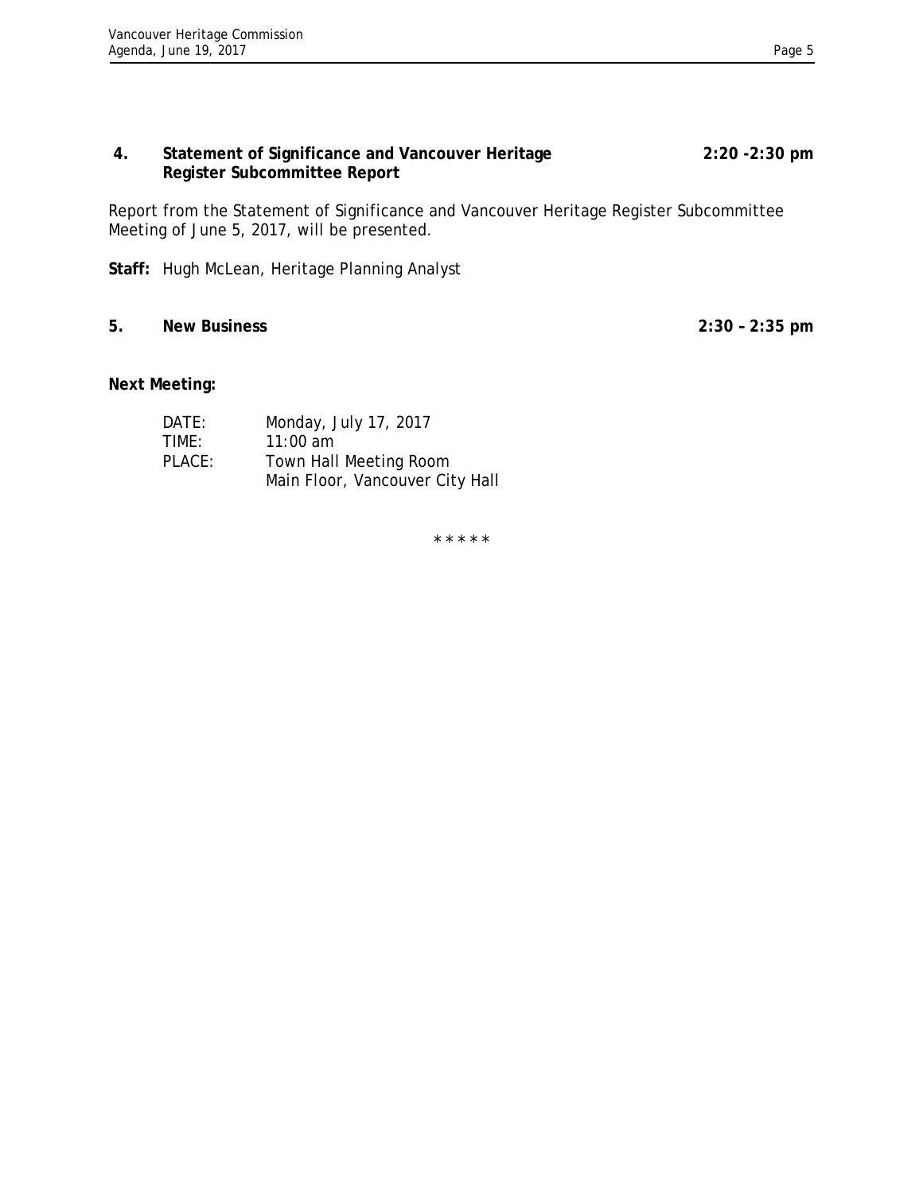**4. Statement of Significance and Vancouver Heritage Register Subcommittee Report** **2:20 -2:30 pm**

Report from the Statement of Significance and Vancouver Heritage Register Subcommittee Meeting of June 5, 2017, will be presented.

**Staff:** Hugh McLean, Heritage Planning Analyst

**5. New Business** **2:30 – 2:35 pm**

**Next Meeting:**

DATE: Monday, July 17, 2017
TIME: 11:00 am
PLACE: Town Hall Meeting Room
Main Floor, Vancouver City Hall

\* \* \* \* \*